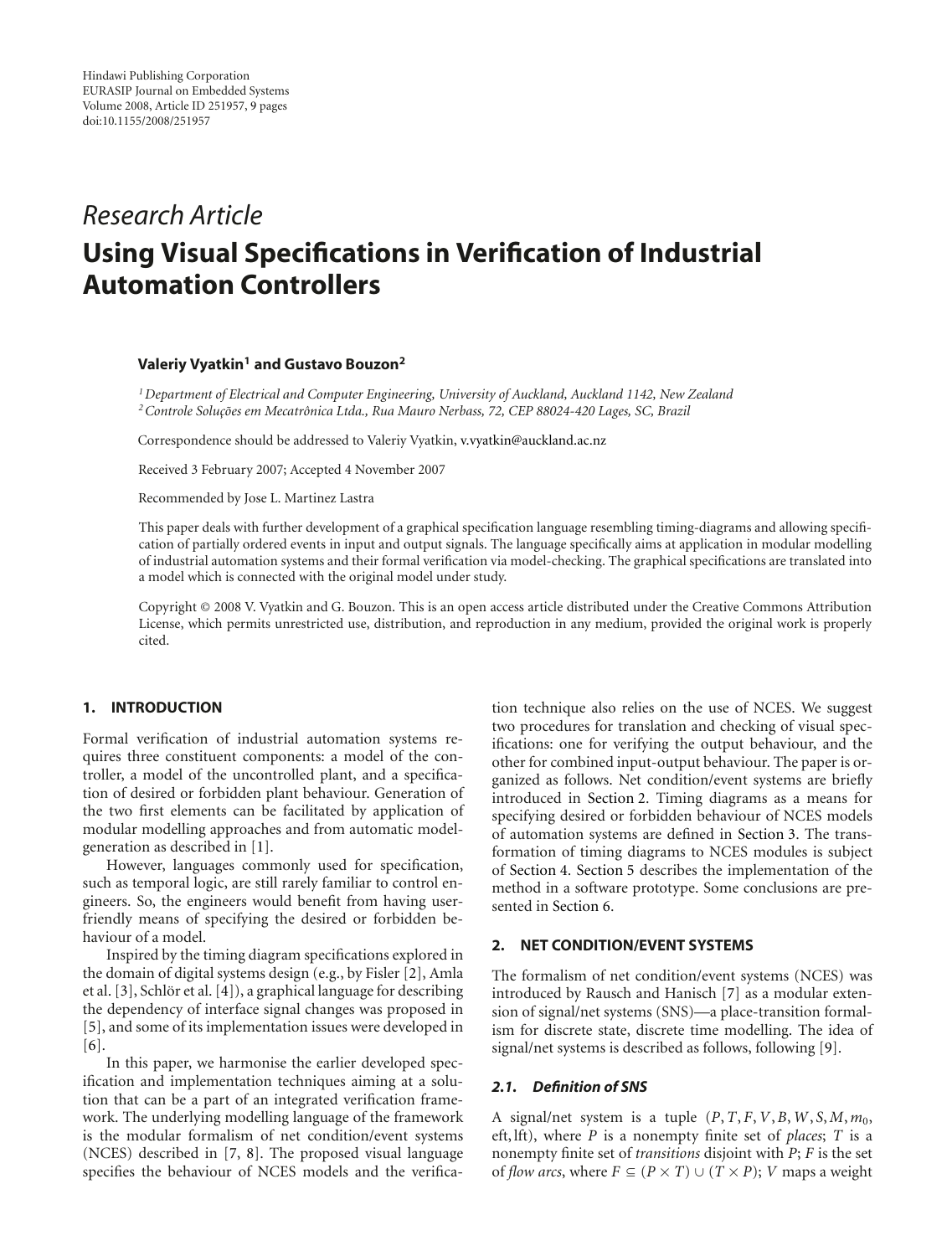Hindawi Publishing Corporation
EURASIP Journal on Embedded Systems
Volume 2008, Article ID 251957, 9 pages
doi:10.1155/2008/251957

*Research Article*

# Using Visual Specifications in Verification of Industrial Automation Controllers

**Valeriy Vyatkin[1] and Gustavo Bouzon[2]**

[1] *Department of Electrical and Computer Engineering, University of Auckland, Auckland 1142, New Zealand*
[2] *Controle Soluções em Mecatrônica Ltda., Rua Mauro Nerbass, 72, CEP 88024-420 Lages, SC, Brazil*

Correspondence should be addressed to Valeriy Vyatkin, v.vyatkin@auckland.ac.nz

Received 3 February 2007; Accepted 4 November 2007

Recommended by Jose L. Martinez Lastra

This paper deals with further development of a graphical specification language resembling timing-diagrams and allowing specification of partially ordered events in input and output signals. The language specifically aims at application in modular modelling of industrial automation systems and their formal verification via model-checking. The graphical specifications are translated into a model which is connected with the original model under study.

Copyright © 2008 V. Vyatkin and G. Bouzon. This is an open access article distributed under the Creative Commons Attribution License, which permits unrestricted use, distribution, and reproduction in any medium, provided the original work is properly cited.

## 1. INTRODUCTION

Formal verification of industrial automation systems requires three constituent components: a model of the controller, a model of the uncontrolled plant, and a specification of desired or forbidden plant behaviour. Generation of the two first elements can be facilitated by application of modular modelling approaches and from automatic model-generation as described in [1].

However, languages commonly used for specification, such as temporal logic, are still rarely familiar to control engineers. So, the engineers would benefit from having user-friendly means of specifying the desired or forbidden behaviour of a model.

Inspired by the timing diagram specifications explored in the domain of digital systems design (e.g., by Fisler [2], Amla et al. [3], Schlör et al. [4]), a graphical language for describing the dependency of interface signal changes was proposed in [5], and some of its implementation issues were developed in [6].

In this paper, we harmonise the earlier developed specification and implementation techniques aiming at a solution that can be a part of an integrated verification framework. The underlying modelling language of the framework is the modular formalism of net condition/event systems (NCES) described in [7, 8]. The proposed visual language specifies the behaviour of NCES models and the verification technique also relies on the use of NCES. We suggest two procedures for translation and checking of visual specifications: one for verifying the output behaviour, and the other for combined input-output behaviour. The paper is organized as follows. Net condition/event systems are briefly introduced in Section 2. Timing diagrams as a means for specifying desired or forbidden behaviour of NCES models of automation systems are defined in Section 3. The transformation of timing diagrams to NCES modules is subject of Section 4. Section 5 describes the implementation of the method in a software prototype. Some conclusions are presented in Section 6.

## 2. NET CONDITION/EVENT SYSTEMS

The formalism of net condition/event systems (NCES) was introduced by Rausch and Hanisch [7] as a modular extension of signal/net systems (SNS)—a place-transition formalism for discrete state, discrete time modelling. The idea of signal/net systems is described as follows, following [9].

### 2.1. *Definition of SNS*

A signal/net system is a tuple $(P, T, F, V, B, W, S, M, m_0, \text{eft}, \text{lft})$, where $P$ is a nonempty finite set of *places*; $T$ is a nonempty finite set of *transitions* disjoint with $P$; $F$ is the set of *flow arcs*, where $F \subseteq (P \times T) \cup (T \times P)$; $V$ maps a weight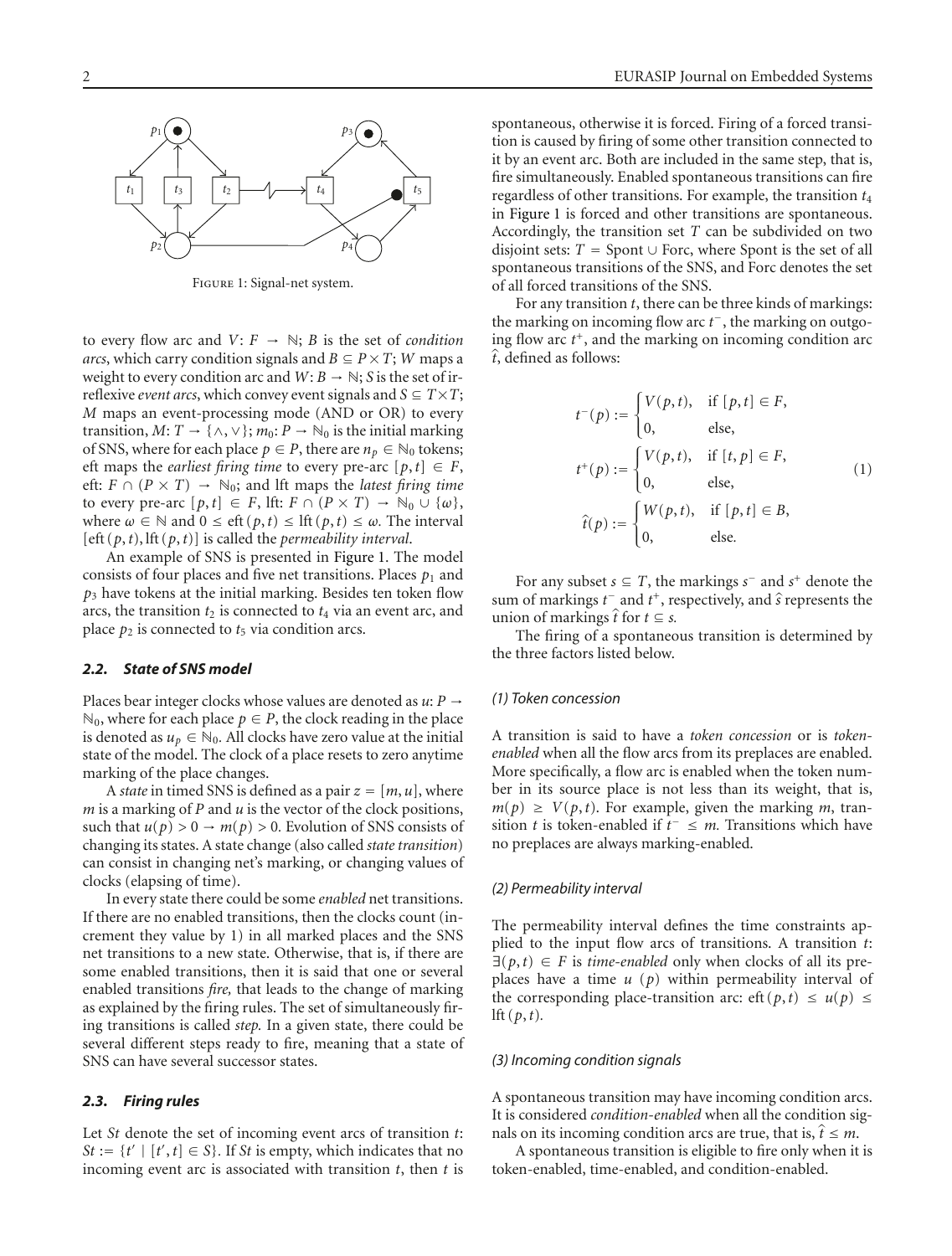Figure 1: Signal-net system.

to every flow arc and $V: F \to \mathbb{N}$; $B$ is the set of *condition arcs*, which carry condition signals and $B \subseteq P \times T$; $W$ maps a weight to every condition arc and $W: B \to \mathbb{N}$; $S$ is the set of irreflexive *event arcs*, which convey event signals and $S \subseteq T \times T$; $M$ maps an event-processing mode (AND or OR) to every transition, $M: T \to \{\wedge, \vee\}$; $m_0: P \to \mathbb{N}_0$ is the initial marking of SNS, where for each place $p \in P$, there are $n_p \in \mathbb{N}_0$ tokens; eft maps the *earliest firing time* to every pre-arc $[p,t] \in F$, eft: $F \cap (P \times T) \to \mathbb{N}_0$; and lft maps the *latest firing time* to every pre-arc $[p,t] \in F$, lft: $F \cap (P \times T) \to \mathbb{N}_0 \cup \{\omega\}$, where $\omega \in \mathbb{N}$ and $0 \leq \text{eft}(p,t) \leq \text{lft}(p,t) \leq \omega$. The interval $[\text{eft}(p,t), \text{lft}(p,t)]$ is called the *permeability interval*.

An example of SNS is presented in Figure 1. The model consists of four places and five net transitions. Places $p_1$ and $p_3$ have tokens at the initial marking. Besides ten token flow arcs, the transition $t_2$ is connected to $t_4$ via an event arc, and place $p_2$ is connected to $t_5$ via condition arcs.

### 2.2. State of SNS model

Places bear integer clocks whose values are denoted as $u: P \to \mathbb{N}_0$, where for each place $p \in P$, the clock reading in the place is denoted as $u_p \in \mathbb{N}_0$. All clocks have zero value at the initial state of the model. The clock of a place resets to zero anytime marking of the place changes.

A *state* in timed SNS is defined as a pair $z = [m, u]$, where $m$ is a marking of $P$ and $u$ is the vector of the clock positions, such that $u(p) > 0 \to m(p) > 0$. Evolution of SNS consists of changing its states. A state change (also called *state transition*) can consist in changing net's marking, or changing values of clocks (elapsing of time).

In every state there could be some *enabled* net transitions. If there are no enabled transitions, then the clocks count (increment they value by 1) in all marked places and the SNS net transitions to a new state. Otherwise, that is, if there are some enabled transitions, then it is said that one or several enabled transitions *fire,* that leads to the change of marking as explained by the firing rules. The set of simultaneously firing transitions is called *step.* In a given state, there could be several different steps ready to fire, meaning that a state of SNS can have several successor states.

### 2.3. Firing rules

Let $St$ denote the set of incoming event arcs of transition $t$: $St := \{t' \mid [t', t] \in S\}$. If $St$ is empty, which indicates that no incoming event arc is associated with transition $t$, then $t$ is spontaneous, otherwise it is forced. Firing of a forced transition is caused by firing of some other transition connected to it by an event arc. Both are included in the same step, that is, fire simultaneously. Enabled spontaneous transitions can fire regardless of other transitions. For example, the transition $t_4$ in Figure 1 is forced and other transitions are spontaneous. Accordingly, the transition set $T$ can be subdivided on two disjoint sets: $T = \text{Spont} \cup \text{Forc}$, where Spont is the set of all spontaneous transitions of the SNS, and Forc denotes the set of all forced transitions of the SNS.

For any transition $t$, there can be three kinds of markings: the marking on incoming flow arc $t^-$, the marking on outgoing flow arc $t^+$, and the marking on incoming condition arc $\hat{t}$, defined as follows:

$$t^-(p) := \begin{cases} V(p,t), & \text{if } [p,t] \in F, \\ 0, & \text{else,} \end{cases}$$
$$t^+(p) := \begin{cases} V(p,t), & \text{if } [t,p] \in F, \\ 0, & \text{else,} \end{cases} \tag{1}$$
$$\hat{t}(p) := \begin{cases} W(p,t), & \text{if } [p,t] \in B, \\ 0, & \text{else.} \end{cases}$$

For any subset $s \subseteq T$, the markings $s^-$ and $s^+$ denote the sum of markings $t^-$ and $t^+$, respectively, and $\hat{s}$ represents the union of markings $\hat{t}$ for $t \subseteq s$.

The firing of a spontaneous transition is determined by the three factors listed below.

#### (1) Token concession

A transition is said to have a *token concession* or is *token-enabled* when all the flow arcs from its preplaces are enabled. More specifically, a flow arc is enabled when the token number in its source place is not less than its weight, that is, $m(p) \geq V(p,t)$. For example, given the marking $m$, transition $t$ is token-enabled if $t^- \leq m$. Transitions which have no preplaces are always marking-enabled.

#### (2) Permeability interval

The permeability interval defines the time constraints applied to the input flow arcs of transitions. A transition $t$: $\exists (p,t) \in F$ is *time-enabled* only when clocks of all its preplaces have a time $u\ (p)$ within permeability interval of the corresponding place-transition arc: $\text{eft}(p,t) \leq u(p) \leq \text{lft}(p,t)$.

#### (3) Incoming condition signals

A spontaneous transition may have incoming condition arcs. It is considered *condition-enabled* when all the condition signals on its incoming condition arcs are true, that is, $\hat{t} \leq m$.

A spontaneous transition is eligible to fire only when it is token-enabled, time-enabled, and condition-enabled.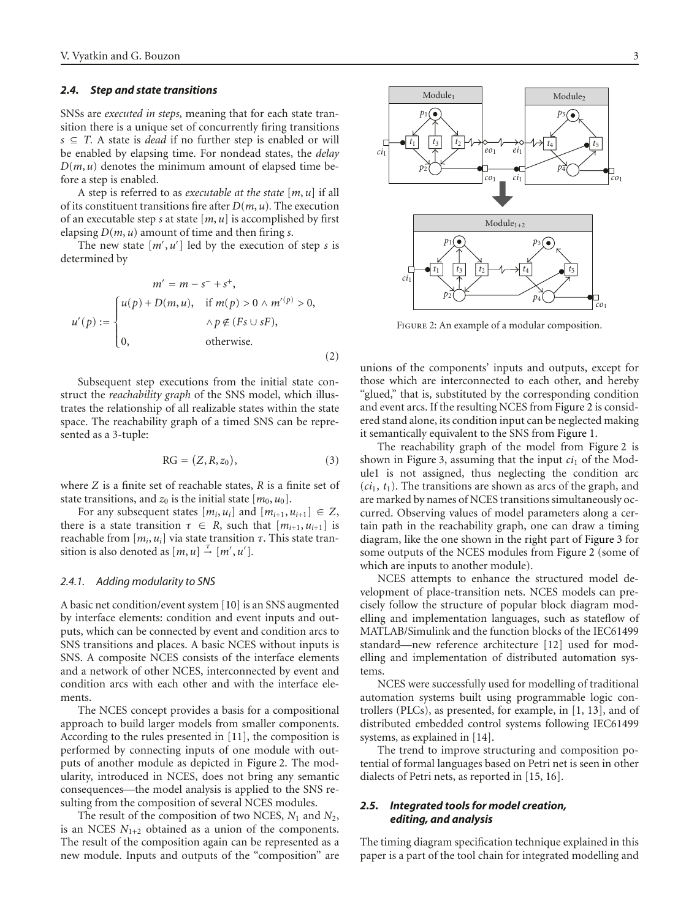### 2.4. Step and state transitions

SNSs are *executed in steps*, meaning that for each state transition there is a unique set of concurrently firing transitions $s \subseteq T$. A state is *dead* if no further step is enabled or will be enabled by elapsing time. For nondead states, the *delay* $D(m, u)$ denotes the minimum amount of elapsed time before a step is enabled.

A step is referred to as *executable at the state* $[m, u]$ if all of its constituent transitions fire after $D(m, u)$. The execution of an executable step $s$ at state $[m, u]$ is accomplished by first elapsing $D(m, u)$ amount of time and then firing $s$.

The new state $[m', u']$ led by the execution of step $s$ is determined by

$$m' = m - s^- + s^+,$$

$$u'(p) := \begin{cases} u(p) + D(m, u), & \text{if } m(p) > 0 \wedge m'^{(p)} > 0, \\ & \wedge p \notin (Fs \cup sF), \\ 0, & \text{otherwise.} \end{cases} \tag{2}$$

Subsequent step executions from the initial state construct the *reachability graph* of the SNS model, which illustrates the relationship of all realizable states within the state space. The reachability graph of a timed SNS can be represented as a 3-tuple:

$$\text{RG} = (Z, R, z_0), \tag{3}$$

where $Z$ is a finite set of reachable states, $R$ is a finite set of state transitions, and $z_0$ is the initial state $[m_0, u_0]$.

For any subsequent states $[m_i, u_i]$ and $[m_{i+1}, u_{i+1}] \in Z$, there is a state transition $\tau \in R$, such that $[m_{i+1}, u_{i+1}]$ is reachable from $[m_i, u_i]$ via state transition $\tau$. This state transition is also denoted as $[m, u] \xrightarrow{\tau} [m', u']$.

#### 2.4.1. Adding modularity to SNS

A basic net condition/event system [10] is an SNS augmented by interface elements: condition and event inputs and outputs, which can be connected by event and condition arcs to SNS transitions and places. A basic NCES without inputs is SNS. A composite NCES consists of the interface elements and a network of other NCES, interconnected by event and condition arcs with each other and with the interface elements.

The NCES concept provides a basis for a compositional approach to build larger models from smaller components. According to the rules presented in [11], the composition is performed by connecting inputs of one module with outputs of another module as depicted in Figure 2. The modularity, introduced in NCES, does not bring any semantic consequences—the model analysis is applied to the SNS resulting from the composition of several NCES modules.

The result of the composition of two NCES, $N_1$ and $N_2$, is an NCES $N_{1+2}$ obtained as a union of the components. The result of the composition again can be represented as a new module. Inputs and outputs of the "composition" are unions of the components' inputs and outputs, except for those which are interconnected to each other, and hereby "glued," that is, substituted by the corresponding condition and event arcs. If the resulting NCES from Figure 2 is considered stand alone, its condition input can be neglected making it semantically equivalent to the SNS from Figure 1.

Figure 2: An example of a modular composition.

The reachability graph of the model from Figure 2 is shown in Figure 3, assuming that the input $ci_1$ of the Module1 is not assigned, thus neglecting the condition arc $(ci_1, t_1)$. The transitions are shown as arcs of the graph, and are marked by names of NCES transitions simultaneously occurred. Observing values of model parameters along a certain path in the reachability graph, one can draw a timing diagram, like the one shown in the right part of Figure 3 for some outputs of the NCES modules from Figure 2 (some of which are inputs to another module).

NCES attempts to enhance the structured model development of place-transition nets. NCES models can precisely follow the structure of popular block diagram modelling and implementation languages, such as stateflow of MATLAB/Simulink and the function blocks of the IEC61499 standard—new reference architecture [12] used for modelling and implementation of distributed automation systems.

NCES were successfully used for modelling of traditional automation systems built using programmable logic controllers (PLCs), as presented, for example, in [1, 13], and of distributed embedded control systems following IEC61499 systems, as explained in [14].

The trend to improve structuring and composition potential of formal languages based on Petri net is seen in other dialects of Petri nets, as reported in [15, 16].

### 2.5. Integrated tools for model creation, editing, and analysis

The timing diagram specification technique explained in this paper is a part of the tool chain for integrated modelling and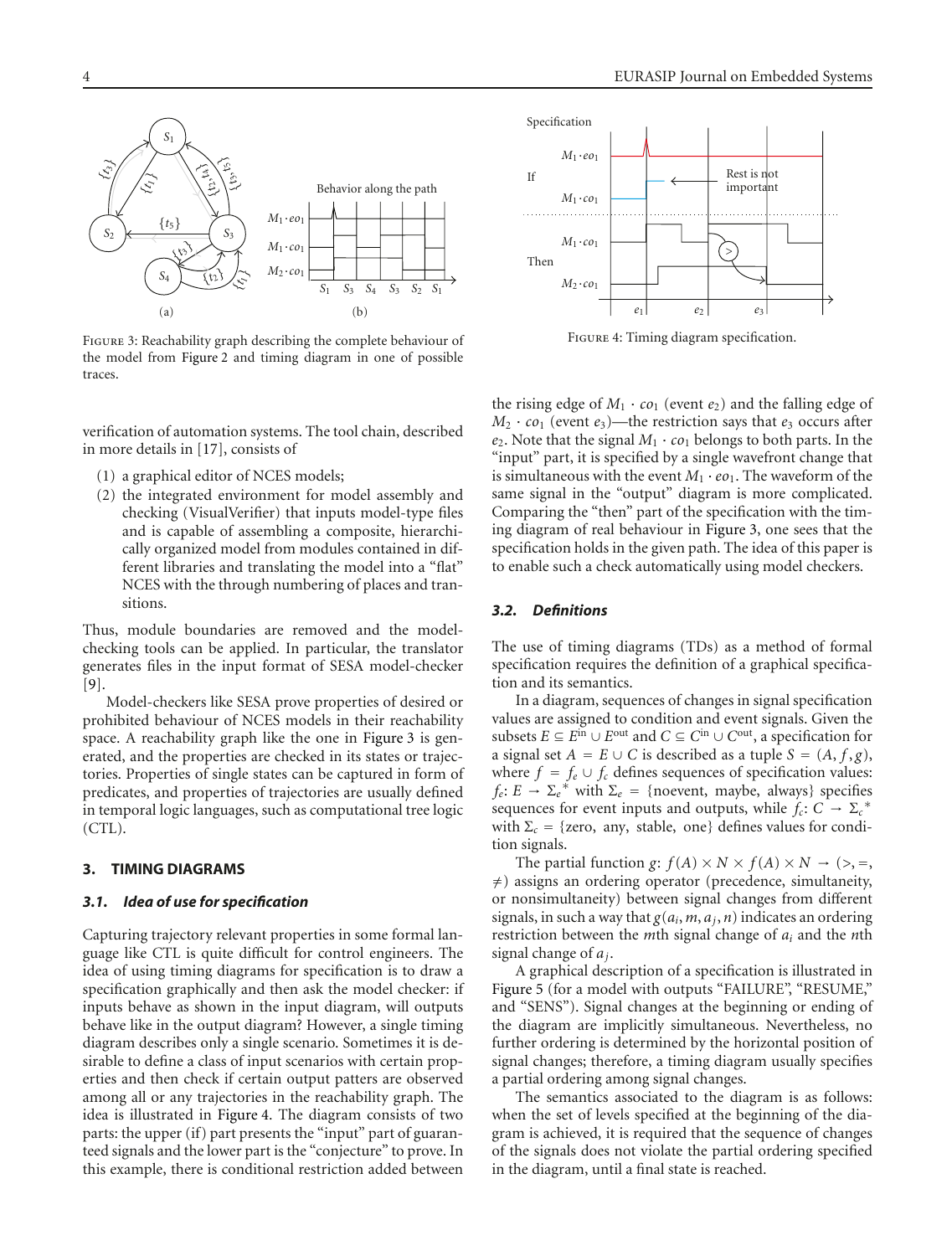Figure 3: Reachability graph describing the complete behaviour of the model from Figure 2 and timing diagram in one of possible traces.

Figure 4: Timing diagram specification.

verification of automation systems. The tool chain, described in more details in [17], consists of

(1) a graphical editor of NCES models;
(2) the integrated environment for model assembly and checking (VisualVerifier) that inputs model-type files and is capable of assembling a composite, hierarchically organized model from modules contained in different libraries and translating the model into a "flat" NCES with the through numbering of places and transitions.

Thus, module boundaries are removed and the model-checking tools can be applied. In particular, the translator generates files in the input format of SESA model-checker [9].

Model-checkers like SESA prove properties of desired or prohibited behaviour of NCES models in their reachability space. A reachability graph like the one in Figure 3 is generated, and the properties are checked in its states or trajectories. Properties of single states can be captured in form of predicates, and properties of trajectories are usually defined in temporal logic languages, such as computational tree logic (CTL).

## 3. TIMING DIAGRAMS

### 3.1. Idea of use for specification

Capturing trajectory relevant properties in some formal language like CTL is quite difficult for control engineers. The idea of using timing diagrams for specification is to draw a specification graphically and then ask the model checker: if inputs behave as shown in the input diagram, will outputs behave like in the output diagram? However, a single timing diagram describes only a single scenario. Sometimes it is desirable to define a class of input scenarios with certain properties and then check if certain output patters are observed among all or any trajectories in the reachability graph. The idea is illustrated in Figure 4. The diagram consists of two parts: the upper (if) part presents the "input" part of guaranteed signals and the lower part is the "conjecture" to prove. In this example, there is conditional restriction added between the rising edge of $M_1 \cdot co_1$ (event $e_2$) and the falling edge of $M_2 \cdot co_1$ (event $e_3$)—the restriction says that $e_3$ occurs after $e_2$. Note that the signal $M_1 \cdot co_1$ belongs to both parts. In the "input" part, it is specified by a single wavefront change that is simultaneous with the event $M_1 \cdot eo_1$. The waveform of the same signal in the "output" diagram is more complicated. Comparing the "then" part of the specification with the timing diagram of real behaviour in Figure 3, one sees that the specification holds in the given path. The idea of this paper is to enable such a check automatically using model checkers.

### 3.2. Definitions

The use of timing diagrams (TDs) as a method of formal specification requires the definition of a graphical specification and its semantics.

In a diagram, sequences of changes in signal specification values are assigned to condition and event signals. Given the subsets $E \subseteq E^{\text{in}} \cup E^{\text{out}}$ and $C \subseteq C^{\text{in}} \cup C^{\text{out}}$, a specification for a signal set $A = E \cup C$ is described as a tuple $S = (A, f, g)$, where $f = f_e \cup f_c$ defines sequences of specification values: $f_e$: $E \rightarrow \Sigma_e{}^*$ with $\Sigma_e = \{\text{noevent, maybe, always}\}$ specifies sequences for event inputs and outputs, while $f_c$: $C \rightarrow \Sigma_c{}^*$ with $\Sigma_c = \{\text{zero, any, stable, one}\}$ defines values for condition signals.

The partial function $g$: $f(A) \times N \times f(A) \times N \rightarrow (>, =, \neq)$ assigns an ordering operator (precedence, simultaneity, or nonsimultaneity) between signal changes from different signals, in such a way that $g(a_i, m, a_j, n)$ indicates an ordering restriction between the $m$th signal change of $a_i$ and the $n$th signal change of $a_j$.

A graphical description of a specification is illustrated in Figure 5 (for a model with outputs "FAILURE", "RESUME," and "SENS"). Signal changes at the beginning or ending of the diagram are implicitly simultaneous. Nevertheless, no further ordering is determined by the horizontal position of signal changes; therefore, a timing diagram usually specifies a partial ordering among signal changes.

The semantics associated to the diagram is as follows: when the set of levels specified at the beginning of the diagram is achieved, it is required that the sequence of changes of the signals does not violate the partial ordering specified in the diagram, until a final state is reached.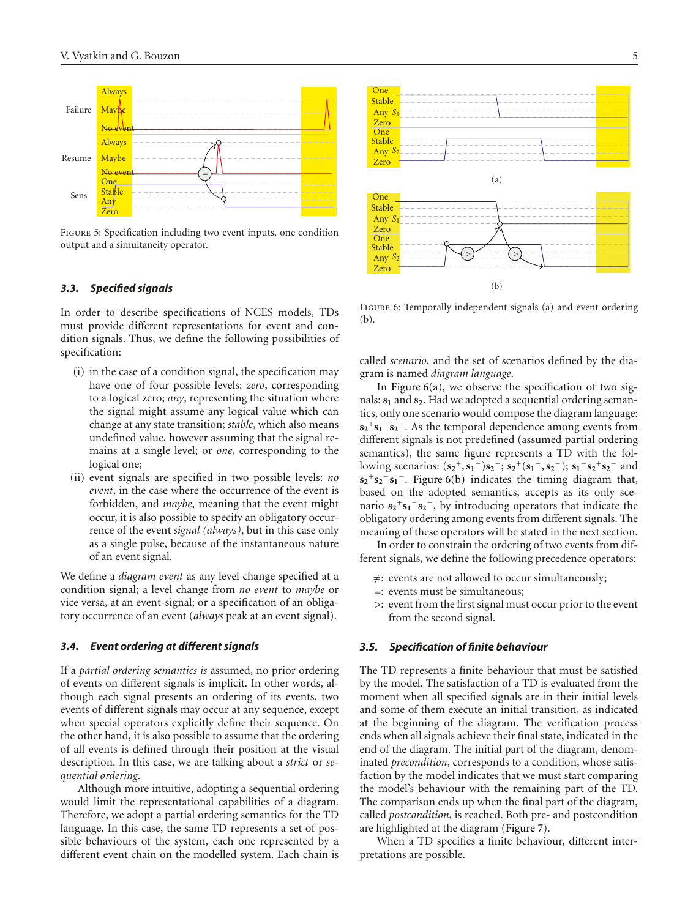Failure
Always
Maybe
No event
Resume
Always
Maybe
No event
Sens
One
Stable
Any
Zero

Figure 5: Specification including two event inputs, one condition output and a simultaneity operator.

One
Stable
Any $S_1$
Zero
One
Stable
Any $S_2$
Zero

(a)

One
Stable
Any $S_1$
Zero
One
Stable
Any $S_2$
Zero

(b)

Figure 6: Temporally independent signals (a) and event ordering (b).

### 3.3. Specified signals

In order to describe specifications of NCES models, TDs must provide different representations for event and condition signals. Thus, we define the following possibilities of specification:

(i) in the case of a condition signal, the specification may have one of four possible levels: *zero*, corresponding to a logical zero; *any*, representing the situation where the signal might assume any logical value which can change at any state transition; *stable*, which also means undefined value, however assuming that the signal remains at a single level; or *one*, corresponding to the logical one;

(ii) event signals are specified in two possible levels: *no event*, in the case where the occurrence of the event is forbidden, and *maybe*, meaning that the event might occur, it is also possible to specify an obligatory occurrence of the event *signal (always)*, but in this case only as a single pulse, because of the instantaneous nature of an event signal.

We define a *diagram event* as any level change specified at a condition signal; a level change from *no event* to *maybe* or vice versa, at an event-signal; or a specification of an obligatory occurrence of an event (*always* peak at an event signal).

### 3.4. Event ordering at different signals

If a *partial ordering semantics is* assumed, no prior ordering of events on different signals is implicit. In other words, although each signal presents an ordering of its events, two events of different signals may occur at any sequence, except when special operators explicitly define their sequence. On the other hand, it is also possible to assume that the ordering of all events is defined through their position at the visual description. In this case, we are talking about a *strict* or *sequential ordering*.

Although more intuitive, adopting a sequential ordering would limit the representational capabilities of a diagram. Therefore, we adopt a partial ordering semantics for the TD language. In this case, the same TD represents a set of possible behaviours of the system, each one represented by a different event chain on the modelled system. Each chain is called *scenario*, and the set of scenarios defined by the diagram is named *diagram language*.

In Figure 6(a), we observe the specification of two signals: $\mathbf{s_1}$ and $\mathbf{s_2}$. Had we adopted a sequential ordering semantics, only one scenario would compose the diagram language: $\mathbf{s_2}^+\mathbf{s_1}^-\mathbf{s_2}^-$. As the temporal dependence among events from different signals is not predefined (assumed partial ordering semantics), the same figure represents a TD with the following scenarios: $(\mathbf{s_2}^+, \mathbf{s_1}^-)\mathbf{s_2}^-$; $\mathbf{s_2}^+(\mathbf{s_1}^-, \mathbf{s_2}^-)$; $\mathbf{s_1}^-\mathbf{s_2}^+\mathbf{s_2}^-$ and $\mathbf{s_2}^+\mathbf{s_2}^-\mathbf{s_1}^-$. Figure 6(b) indicates the timing diagram that, based on the adopted semantics, accepts as its only scenario $\mathbf{s_2}^+\mathbf{s_1}^-\mathbf{s_2}^-$, by introducing operators that indicate the obligatory ordering among events from different signals. The meaning of these operators will be stated in the next section.

In order to constrain the ordering of two events from different signals, we define the following precedence operators:

- $\neq$: events are not allowed to occur simultaneously;
- $=$: events must be simultaneous;
- $>$: event from the first signal must occur prior to the event from the second signal.

### 3.5. Specification of finite behaviour

The TD represents a finite behaviour that must be satisfied by the model. The satisfaction of a TD is evaluated from the moment when all specified signals are in their initial levels and some of them execute an initial transition, as indicated at the beginning of the diagram. The verification process ends when all signals achieve their final state, indicated in the end of the diagram. The initial part of the diagram, denominated *precondition*, corresponds to a condition, whose satisfaction by the model indicates that we must start comparing the model's behaviour with the remaining part of the TD. The comparison ends up when the final part of the diagram, called *postcondition*, is reached. Both pre- and postcondition are highlighted at the diagram (Figure 7).

When a TD specifies a finite behaviour, different interpretations are possible.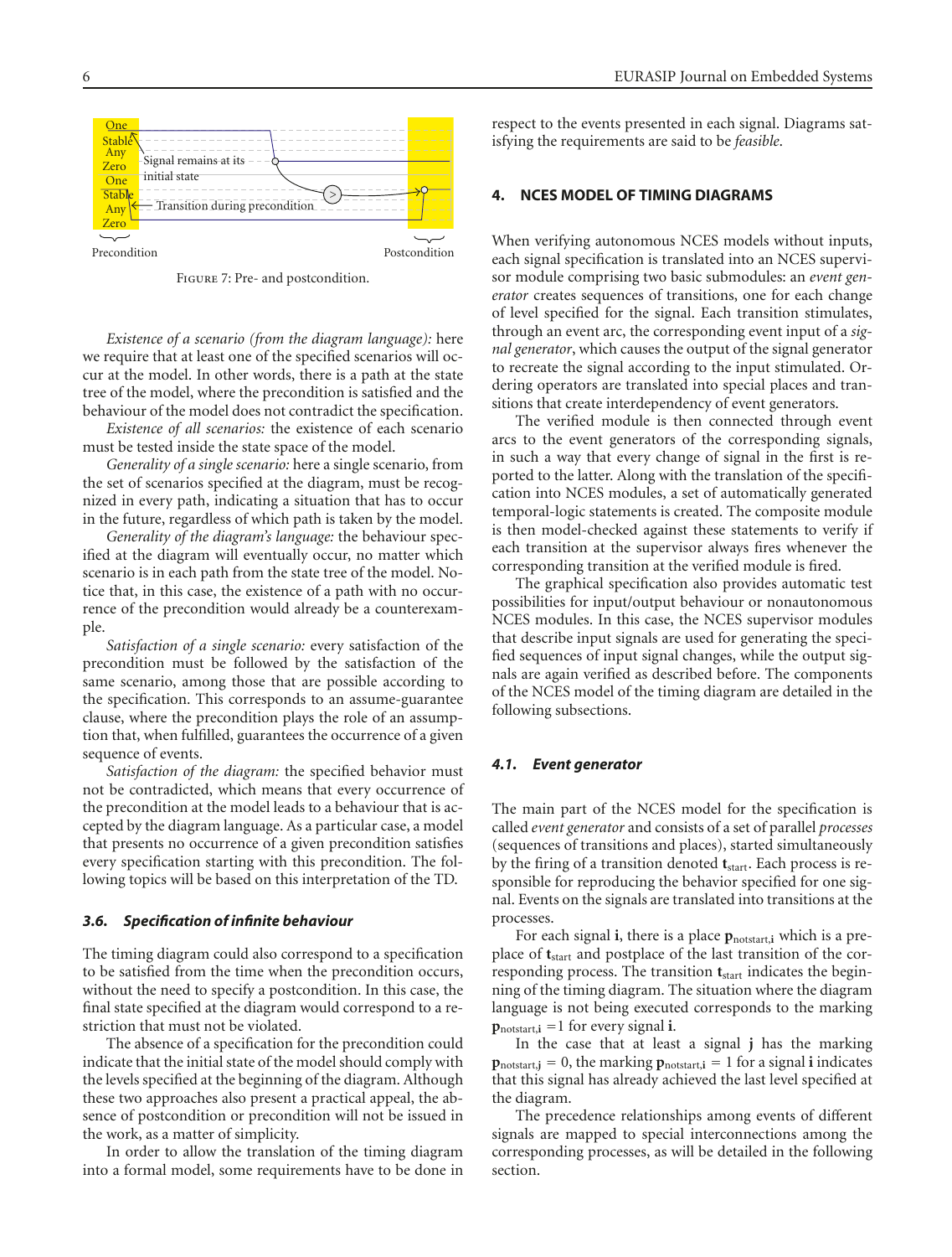One
Stable
Any
Zero
One
Stable
Any
Zero

Signal remains at its initial state

Transition during precondition

Precondition

Postcondition

Figure 7: Pre- and postcondition.

*Existence of a scenario (from the diagram language):* here we require that at least one of the specified scenarios will occur at the model. In other words, there is a path at the state tree of the model, where the precondition is satisfied and the behaviour of the model does not contradict the specification.

*Existence of all scenarios:* the existence of each scenario must be tested inside the state space of the model.

*Generality of a single scenario:* here a single scenario, from the set of scenarios specified at the diagram, must be recognized in every path, indicating a situation that has to occur in the future, regardless of which path is taken by the model.

*Generality of the diagram's language:* the behaviour specified at the diagram will eventually occur, no matter which scenario is in each path from the state tree of the model. Notice that, in this case, the existence of a path with no occurrence of the precondition would already be a counterexample.

*Satisfaction of a single scenario:* every satisfaction of the precondition must be followed by the satisfaction of the same scenario, among those that are possible according to the specification. This corresponds to an assume-guarantee clause, where the precondition plays the role of an assumption that, when fulfilled, guarantees the occurrence of a given sequence of events.

*Satisfaction of the diagram:* the specified behavior must not be contradicted, which means that every occurrence of the precondition at the model leads to a behaviour that is accepted by the diagram language. As a particular case, a model that presents no occurrence of a given precondition satisfies every specification starting with this precondition. The following topics will be based on this interpretation of the TD.

### 3.6. Specification of infinite behaviour

The timing diagram could also correspond to a specification to be satisfied from the time when the precondition occurs, without the need to specify a postcondition. In this case, the final state specified at the diagram would correspond to a restriction that must not be violated.

The absence of a specification for the precondition could indicate that the initial state of the model should comply with the levels specified at the beginning of the diagram. Although these two approaches also present a practical appeal, the absence of postcondition or precondition will not be issued in the work, as a matter of simplicity.

In order to allow the translation of the timing diagram into a formal model, some requirements have to be done in respect to the events presented in each signal. Diagrams satisfying the requirements are said to be *feasible*.

## 4. NCES MODEL OF TIMING DIAGRAMS

When verifying autonomous NCES models without inputs, each signal specification is translated into an NCES supervisor module comprising two basic submodules: an *event generator* creates sequences of transitions, one for each change of level specified for the signal. Each transition stimulates, through an event arc, the corresponding event input of a *signal generator*, which causes the output of the signal generator to recreate the signal according to the input stimulated. Ordering operators are translated into special places and transitions that create interdependency of event generators.

The verified module is then connected through event arcs to the event generators of the corresponding signals, in such a way that every change of signal in the first is reported to the latter. Along with the translation of the specification into NCES modules, a set of automatically generated temporal-logic statements is created. The composite module is then model-checked against these statements to verify if each transition at the supervisor always fires whenever the corresponding transition at the verified module is fired.

The graphical specification also provides automatic test possibilities for input/output behaviour or nonautonomous NCES modules. In this case, the NCES supervisor modules that describe input signals are used for generating the specified sequences of input signal changes, while the output signals are again verified as described before. The components of the NCES model of the timing diagram are detailed in the following subsections.

### 4.1. Event generator

The main part of the NCES model for the specification is called *event generator* and consists of a set of parallel *processes* (sequences of transitions and places), started simultaneously by the firing of a transition denoted $\mathbf{t}_{\text{start}}$. Each process is responsible for reproducing the behavior specified for one signal. Events on the signals are translated into transitions at the processes.

For each signal $\mathbf{i}$, there is a place $\mathbf{p}_{\text{notstart},\mathbf{i}}$ which is a preplace of $\mathbf{t}_{\text{start}}$ and postplace of the last transition of the corresponding process. The transition $\mathbf{t}_{\text{start}}$ indicates the beginning of the timing diagram. The situation where the diagram language is not being executed corresponds to the marking $\mathbf{p}_{\text{notstart},\mathbf{i}} = 1$ for every signal $\mathbf{i}$.

In the case that at least a signal $\mathbf{j}$ has the marking $\mathbf{p}_{\text{notstart},\mathbf{j}} = 0$, the marking $\mathbf{p}_{\text{notstart},\mathbf{i}} = 1$ for a signal $\mathbf{i}$ indicates that this signal has already achieved the last level specified at the diagram.

The precedence relationships among events of different signals are mapped to special interconnections among the corresponding processes, as will be detailed in the following section.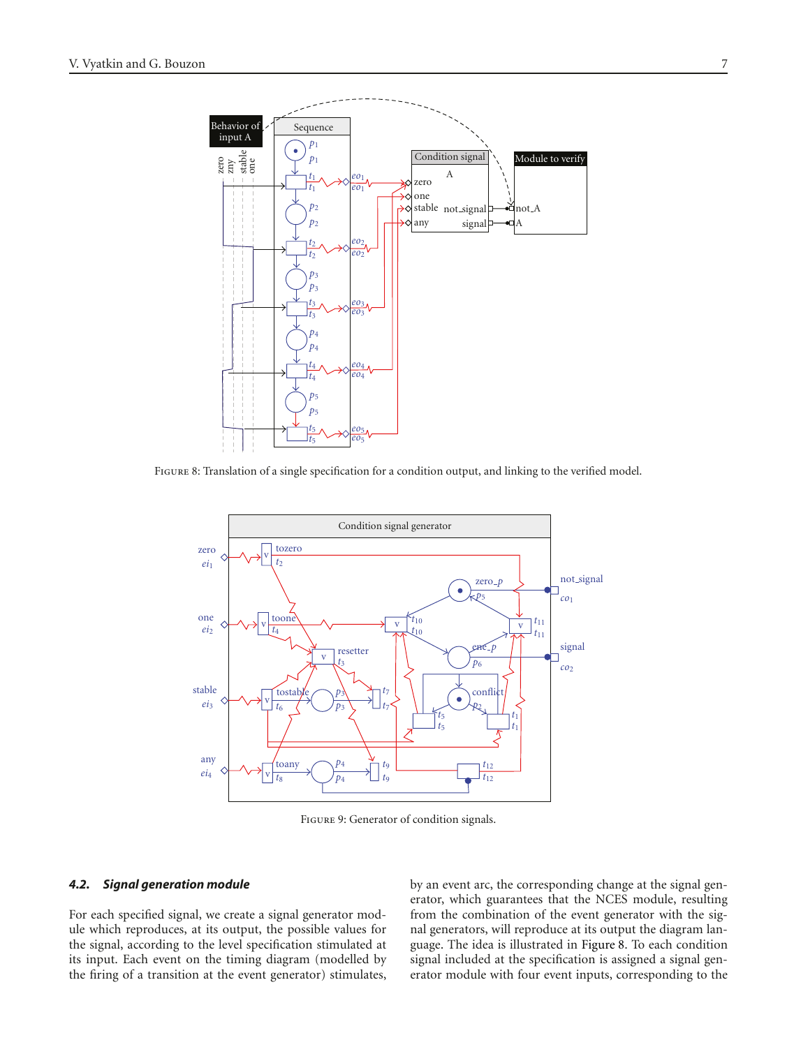Figure 8: Translation of a single specification for a condition output, and linking to the verified model.

Figure 9: Generator of condition signals.

### 4.2. Signal generation module

For each specified signal, we create a signal generator module which reproduces, at its output, the possible values for the signal, according to the level specification stimulated at its input. Each event on the timing diagram (modelled by the firing of a transition at the event generator) stimulates, by an event arc, the corresponding change at the signal generator, which guarantees that the NCES module, resulting from the combination of the event generator with the signal generators, will reproduce at its output the diagram language. The idea is illustrated in Figure 8. To each condition signal included at the specification is assigned a signal generator module with four event inputs, corresponding to the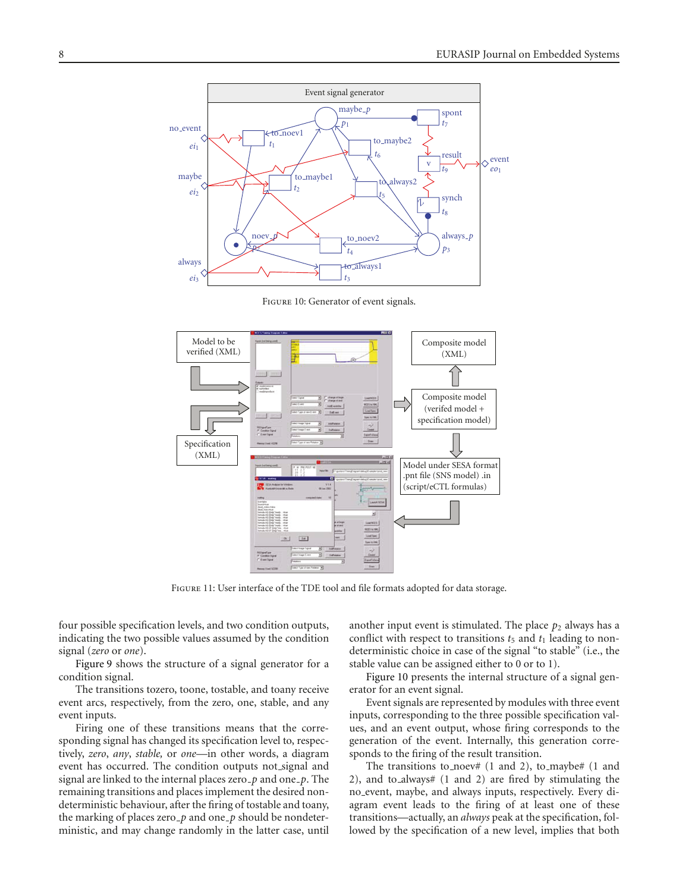FIGURE 10: Generator of event signals.

FIGURE 11: User interface of the TDE tool and file formats adopted for data storage.

four possible specification levels, and two condition outputs, indicating the two possible values assumed by the condition signal (*zero* or *one*).

Figure 9 shows the structure of a signal generator for a condition signal.

The transitions tozero, toone, tostable, and toany receive event arcs, respectively, from the zero, one, stable, and any event inputs.

Firing one of these transitions means that the corresponding signal has changed its specification level to, respectively, *zero*, *any*, *stable,* or *one*—in other words, a diagram event has occurred. The condition outputs not_signal and signal are linked to the internal places zero_*p* and one_*p*. The remaining transitions and places implement the desired nondeterministic behaviour, after the firing of tostable and toany, the marking of places zero_*p* and one_*p* should be nondeterministic, and may change randomly in the latter case, until another input event is stimulated. The place $p_2$ always has a conflict with respect to transitions $t_5$ and $t_1$ leading to nondeterministic choice in case of the signal "to stable" (i.e., the stable value can be assigned either to 0 or to 1).

Figure 10 presents the internal structure of a signal generator for an event signal.

Event signals are represented by modules with three event inputs, corresponding to the three possible specification values, and an event output, whose firing corresponds to the generation of the event. Internally, this generation corresponds to the firing of the result transition.

The transitions to_noev# (1 and 2), to_maybe# (1 and 2), and to_always# (1 and 2) are fired by stimulating the no_event, maybe, and always inputs, respectively. Every diagram event leads to the firing of at least one of these transitions—actually, an *always* peak at the specification, followed by the specification of a new level, implies that both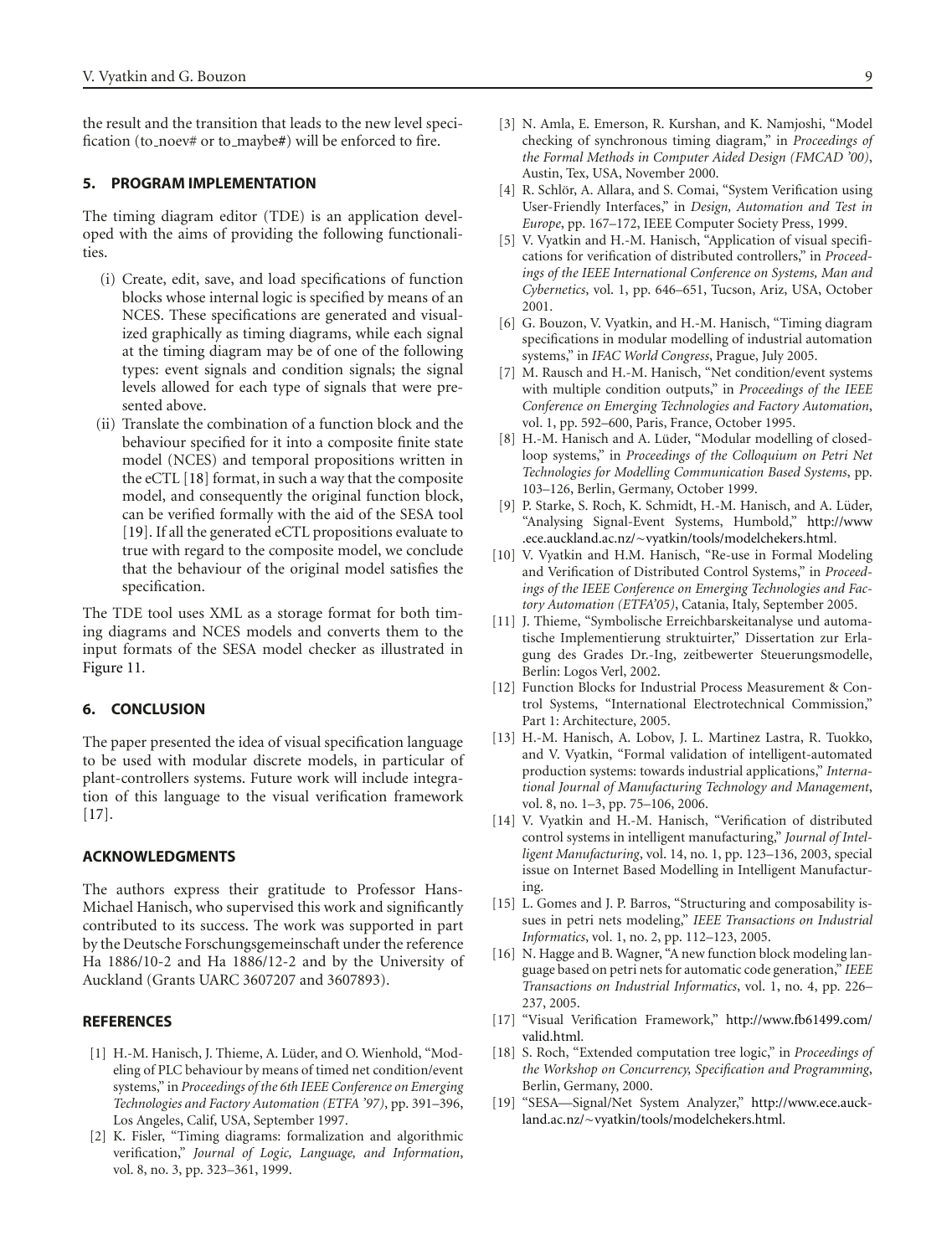the result and the transition that leads to the new level specification (to_noev# or to_maybe#) will be enforced to fire.

## 5. PROGRAM IMPLEMENTATION

The timing diagram editor (TDE) is an application developed with the aims of providing the following functionalities.

(i) Create, edit, save, and load specifications of function blocks whose internal logic is specified by means of an NCES. These specifications are generated and visualized graphically as timing diagrams, while each signal at the timing diagram may be of one of the following types: event signals and condition signals; the signal levels allowed for each type of signals that were presented above.

(ii) Translate the combination of a function block and the behaviour specified for it into a composite finite state model (NCES) and temporal propositions written in the eCTL [18] format, in such a way that the composite model, and consequently the original function block, can be verified formally with the aid of the SESA tool [19]. If all the generated eCTL propositions evaluate to true with regard to the composite model, we conclude that the behaviour of the original model satisfies the specification.

The TDE tool uses XML as a storage format for both timing diagrams and NCES models and converts them to the input formats of the SESA model checker as illustrated in Figure 11.

## 6. CONCLUSION

The paper presented the idea of visual specification language to be used with modular discrete models, in particular of plant-controllers systems. Future work will include integration of this language to the visual verification framework [17].

## ACKNOWLEDGMENTS

The authors express their gratitude to Professor Hans-Michael Hanisch, who supervised this work and significantly contributed to its success. The work was supported in part by the Deutsche Forschungsgemeinschaft under the reference Ha 1886/10-2 and Ha 1886/12-2 and by the University of Auckland (Grants UARC 3607207 and 3607893).

## REFERENCES

[1] H.-M. Hanisch, J. Thieme, A. Lüder, and O. Wienhold, "Modeling of PLC behaviour by means of timed net condition/event systems," in *Proceedings of the 6th IEEE Conference on Emerging Technologies and Factory Automation (ETFA '97)*, pp. 391–396, Los Angeles, Calif, USA, September 1997.

[2] K. Fisler, "Timing diagrams: formalization and algorithmic verification," *Journal of Logic, Language, and Information*, vol. 8, no. 3, pp. 323–361, 1999.

[3] N. Amla, E. Emerson, R. Kurshan, and K. Namjoshi, "Model checking of synchronous timing diagram," in *Proceedings of the Formal Methods in Computer Aided Design (FMCAD '00)*, Austin, Tex, USA, November 2000.

[4] R. Schlör, A. Allara, and S. Comai, "System Verification using User-Friendly Interfaces," in *Design, Automation and Test in Europe*, pp. 167–172, IEEE Computer Society Press, 1999.

[5] V. Vyatkin and H.-M. Hanisch, "Application of visual specifications for verification of distributed controllers," in *Proceedings of the IEEE International Conference on Systems, Man and Cybernetics*, vol. 1, pp. 646–651, Tucson, Ariz, USA, October 2001.

[6] G. Bouzon, V. Vyatkin, and H.-M. Hanisch, "Timing diagram specifications in modular modelling of industrial automation systems," in *IFAC World Congress*, Prague, July 2005.

[7] M. Rausch and H.-M. Hanisch, "Net condition/event systems with multiple condition outputs," in *Proceedings of the IEEE Conference on Emerging Technologies and Factory Automation*, vol. 1, pp. 592–600, Paris, France, October 1995.

[8] H.-M. Hanisch and A. Lüder, "Modular modelling of closed-loop systems," in *Proceedings of the Colloquium on Petri Net Technologies for Modelling Communication Based Systems*, pp. 103–126, Berlin, Germany, October 1999.

[9] P. Starke, S. Roch, K. Schmidt, H.-M. Hanisch, and A. Lüder, "Analysing Signal-Event Systems, Humbold," http://www.ece.auckland.ac.nz/~vyatkin/tools/modelchekers.html.

[10] V. Vyatkin and H.M. Hanisch, "Re-use in Formal Modeling and Verification of Distributed Control Systems," in *Proceedings of the IEEE Conference on Emerging Technologies and Factory Automation (ETFA'05)*, Catania, Italy, September 2005.

[11] J. Thieme, "Symbolische Erreichbarskeitanalyse und automatische Implementierung struktuirter," Dissertation zur Erlagung des Grades Dr.-Ing, zeitbewerter Steuerungsmodelle, Berlin: Logos Verl, 2002.

[12] Function Blocks for Industrial Process Measurement & Control Systems, "International Electrotechnical Commission," Part 1: Architecture, 2005.

[13] H.-M. Hanisch, A. Lobov, J. L. Martinez Lastra, R. Tuokko, and V. Vyatkin, "Formal validation of intelligent-automated production systems: towards industrial applications," *International Journal of Manufacturing Technology and Management*, vol. 8, no. 1–3, pp. 75–106, 2006.

[14] V. Vyatkin and H.-M. Hanisch, "Verification of distributed control systems in intelligent manufacturing," *Journal of Intelligent Manufacturing*, vol. 14, no. 1, pp. 123–136, 2003, special issue on Internet Based Modelling in Intelligent Manufacturing.

[15] L. Gomes and J. P. Barros, "Structuring and composability issues in petri nets modeling," *IEEE Transactions on Industrial Informatics*, vol. 1, no. 2, pp. 112–123, 2005.

[16] N. Hagge and B. Wagner, "A new function block modeling language based on petri nets for automatic code generation," *IEEE Transactions on Industrial Informatics*, vol. 1, no. 4, pp. 226–237, 2005.

[17] "Visual Verification Framework," http://www.fb61499.com/valid.html.

[18] S. Roch, "Extended computation tree logic," in *Proceedings of the Workshop on Concurrency, Specification and Programming*, Berlin, Germany, 2000.

[19] "SESA—Signal/Net System Analyzer," http://www.ece.auckland.ac.nz/~vyatkin/tools/modelchekers.html.